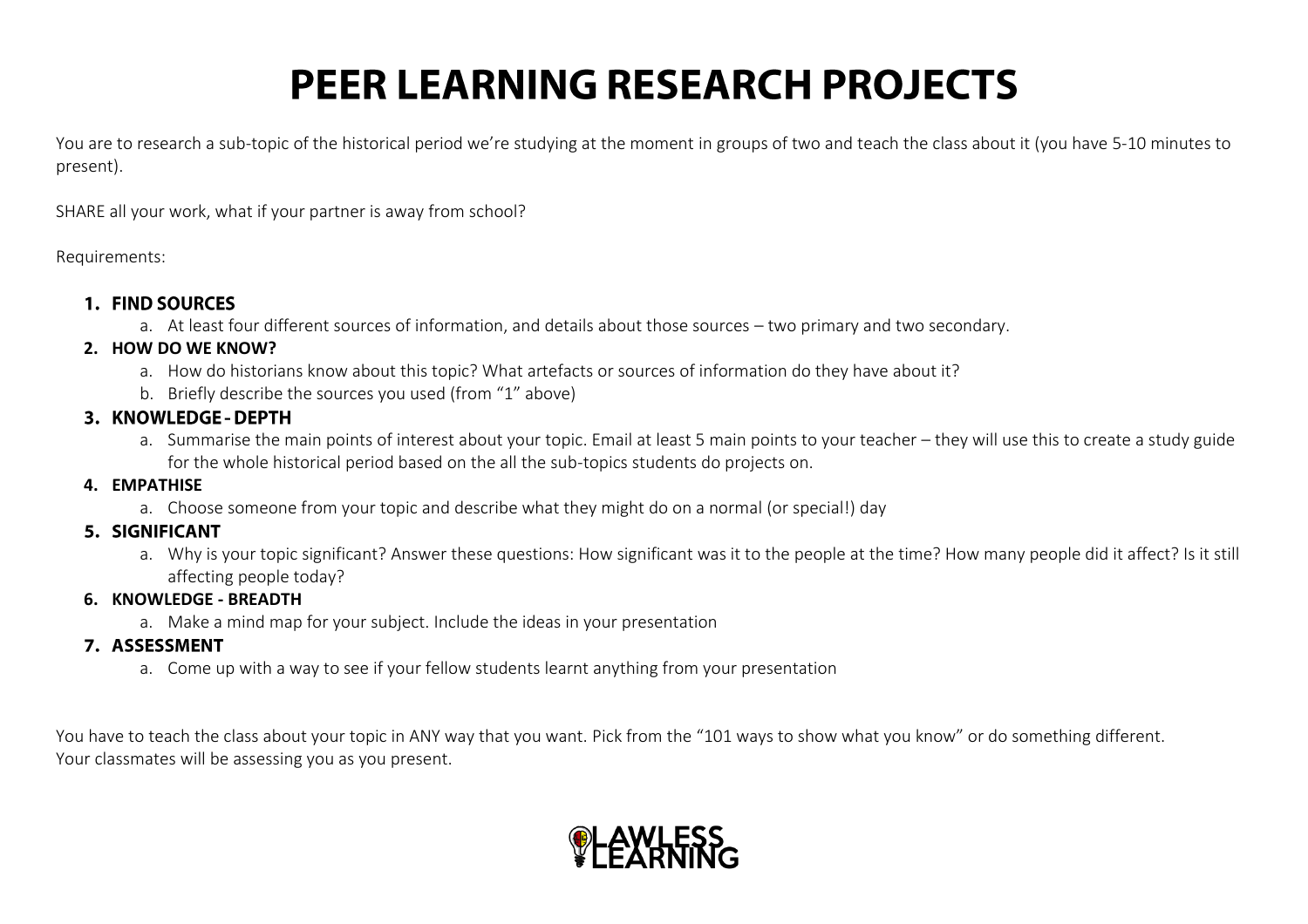# PEER LEARNING RESEARCH PROJECTS

You are to research a sub-topic of the historical period we're studying at the moment in groups of two and teach the class about it (you have 5-10 minutes to present).

SHARE all your work, what if your partner is away from school?

Requirements:

1. **FIND SOURCES**
   a. At least four different sources of information, and details about those sources – two primary and two secondary.
2. **HOW DO WE KNOW?**
   a. How do historians know about this topic? What artefacts or sources of information do they have about it?
   b. Briefly describe the sources you used (from "1" above)
3. **KNOWLEDGE - DEPTH**
   a. Summarise the main points of interest about your topic. Email at least 5 main points to your teacher – they will use this to create a study guide for the whole historical period based on the all the sub-topics students do projects on.
4. **EMPATHISE**
   a. Choose someone from your topic and describe what they might do on a normal (or special!) day
5. **SIGNIFICANT**
   a. Why is your topic significant? Answer these questions: How significant was it to the people at the time? How many people did it affect? Is it still affecting people today?
6. **KNOWLEDGE - BREADTH**
   a. Make a mind map for your subject. Include the ideas in your presentation
7. **ASSESSMENT**
   a. Come up with a way to see if your fellow students learnt anything from your presentation

You have to teach the class about your topic in ANY way that you want. Pick from the "101 ways to show what you know" or do something different.
Your classmates will be assessing you as you present.

LAWLESS LEARNING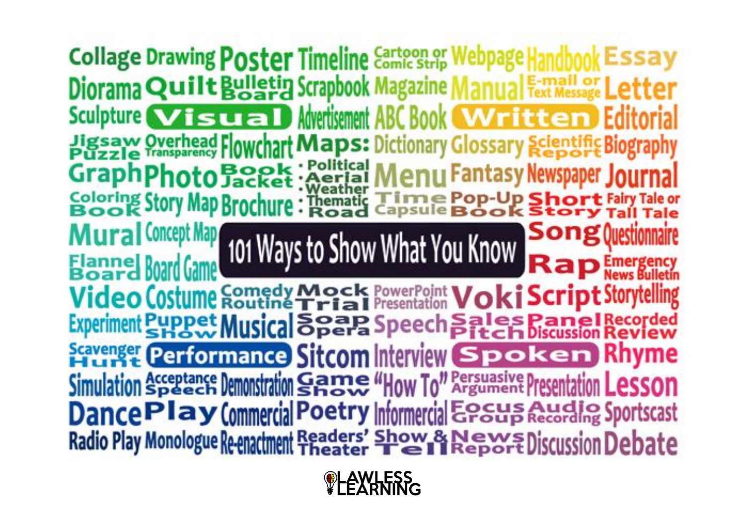# 101 Ways to Show What You Know

## Visual

Collage, Drawing, Poster, Timeline, Cartoon or Comic Strip, Diorama, Quilt, Bulletin Board, Scrapbook, Sculpture, Advertisement, Jigsaw Puzzle, Overhead Transparency, Flowchart, Maps: Political, Aerial, Weather, Thematic, Road, Graph, Photo, Book Jacket, Coloring Book, Story Map, Brochure, Mural, Concept Map, Flannel Board, Board Game, Video, Costume, Comedy Routine, Mock Trial, Experiment, Puppet Show, Musical, Soap Opera

## Written

Webpage, Handbook, Essay, Magazine, Manual, E-mail or Text Message, Letter, ABC Book, Editorial, Dictionary, Glossary, Scientific Report, Biography, Menu, Fantasy, Newspaper, Journal, Time Capsule, Pop-Up Book, Short Story, Fairy Tale or Tall Tale, Song, Questionnaire, Rap, Emergency News Bulletin, PowerPoint Presentation, Voki, Script, Storytelling

## Performance

Scavenger Hunt, Sitcom, Interview, Simulation, Acceptance Speech, Demonstration, Game Show, "How To", Dance, Play, Commercial, Poetry, Infomercial, Radio Play, Monologue, Re-enactment, Readers' Theater, Show & Tell

## Spoken

Speech, Sales Pitch, Panel Discussion, Recorded Review, Rhyme, Persuasive Argument, Presentation, Lesson, Focus Group, Audio Recording, Sportscast, News Report, Discussion, Debate

LAWLESS LEARNING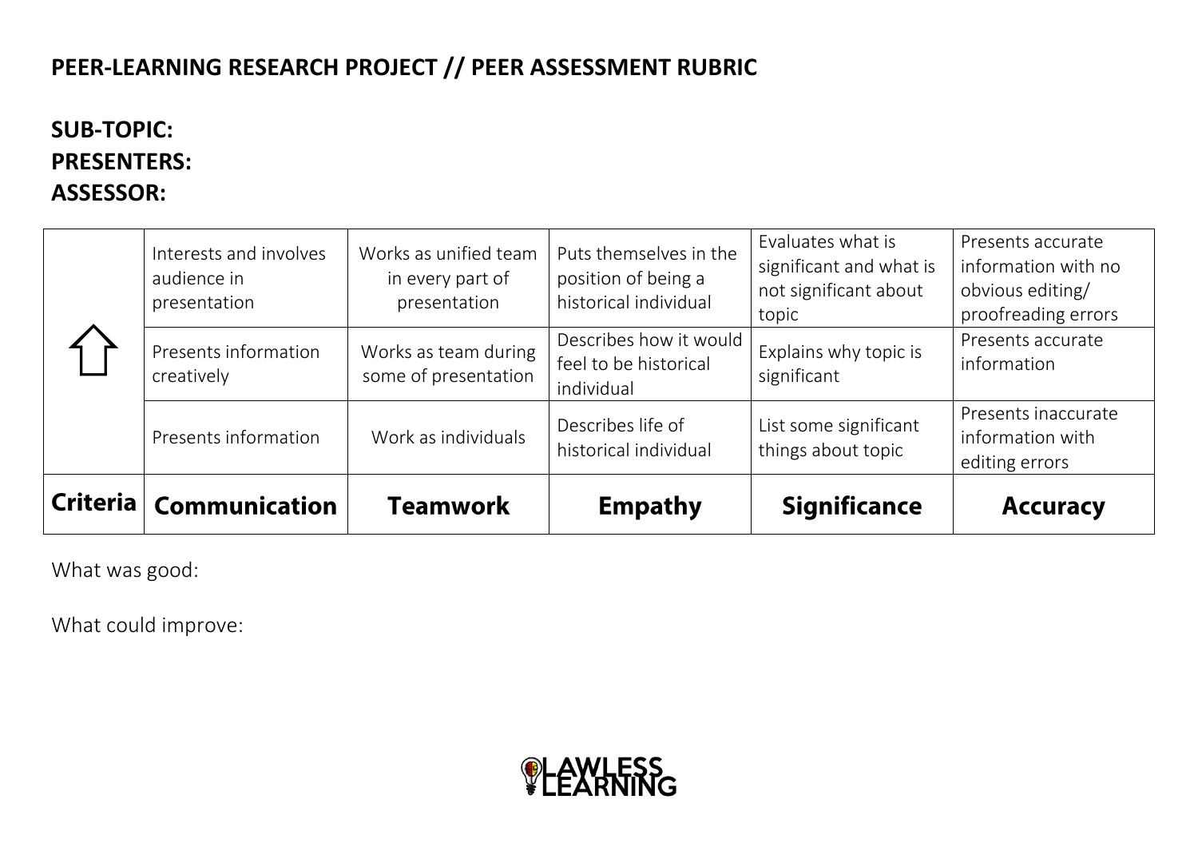## PEER-LEARNING RESEARCH PROJECT // PEER ASSESSMENT RUBRIC

**SUB-TOPIC:**
**PRESENTERS:**
**ASSESSOR:**

| | | | | | |
|---|---|---|---|---|---|
| ⇧ | Interests and involves audience in presentation | Works as unified team in every part of presentation | Puts themselves in the position of being a historical individual | Evaluates what is significant and what is not significant about topic | Presents accurate information with no obvious editing/ proofreading errors |
| | Presents information creatively | Works as team during some of presentation | Describes how it would feel to be historical individual | Explains why topic is significant | Presents accurate information |
| | Presents information | Work as individuals | Describes life of historical individual | List some significant things about topic | Presents inaccurate information with editing errors |
| **Criteria** | **Communication** | **Teamwork** | **Empathy** | **Significance** | **Accuracy** |

What was good:

What could improve: